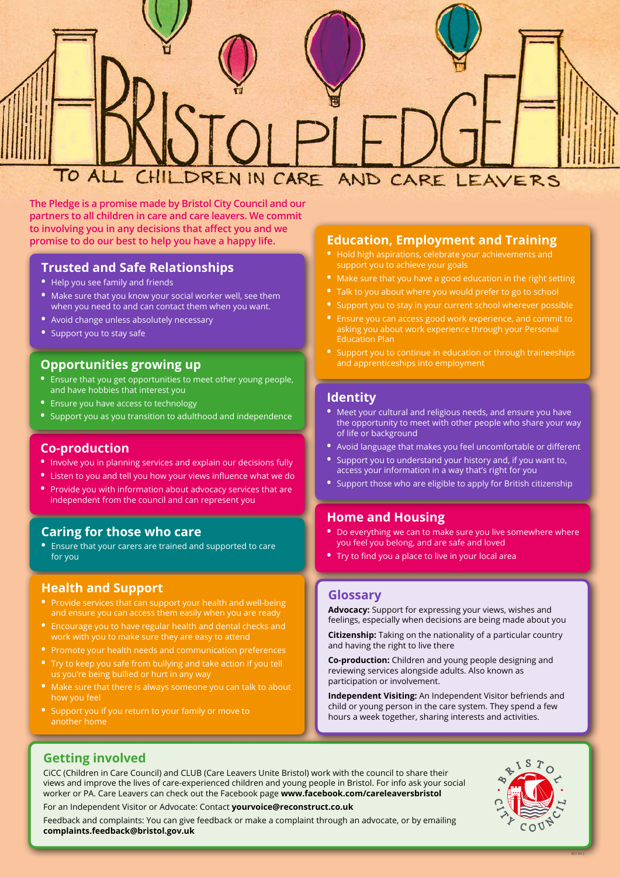# BRISTOL PLEDGE

## TO ALL CHILDREN IN CARE AND CARE LEAVERS

**The Pledge is a promise made by Bristol City Council and our partners to all children in care and care leavers. We commit to involving you in any decisions that affect you and we promise to do our best to help you have a happy life.**

## Trusted and Safe Relationships

- Help you see family and friends
- Make sure that you know your social worker well, see them when you need to and can contact them when you want.
- Avoid change unless absolutely necessary
- Support you to stay safe

## Opportunities growing up

- Ensure that you get opportunities to meet other young people, and have hobbies that interest you
- Ensure you have access to technology
- Support you as you transition to adulthood and independence

## Co-production

- Involve you in planning services and explain our decisions fully
- Listen to you and tell you how your views influence what we do
- Provide you with information about advocacy services that are independent from the council and can represent you

## Caring for those who care

- Ensure that your carers are trained and supported to care for you

## Health and Support

- Provide services that can support your health and well-being and ensure you can access them easily when you are ready
- Encourage you to have regular health and dental checks and work with you to make sure they are easy to attend
- Promote your health needs and communication preferences
- Try to keep you safe from bullying and take action if you tell us you're being bullied or hurt in any way
- Make sure that there is always someone you can talk to about how you feel
- Support you if you return to your family or move to another home

## Education, Employment and Training

- Hold high aspirations, celebrate your achievements and support you to achieve your goals
- Make sure that you have a good education in the right setting
- Talk to you about where you would prefer to go to school
- Support you to stay in your current school wherever possible
- Ensure you can access good work experience, and commit to asking you about work experience through your Personal Education Plan
- Support you to continue in education or through traineeships and apprenticeships into employment

## Identity

- Meet your cultural and religious needs, and ensure you have the opportunity to meet with other people who share your way of life or background
- Avoid language that makes you feel uncomfortable or different
- Support you to understand your history and, if you want to, access your information in a way that's right for you
- Support those who are eligible to apply for British citizenship

## Home and Housing

- Do everything we can to make sure you live somewhere where you feel you belong, and are safe and loved
- Try to find you a place to live in your local area

## Glossary

**Advocacy:** Support for expressing your views, wishes and feelings, especially when decisions are being made about you

**Citizenship:** Taking on the nationality of a particular country and having the right to live there

**Co-production:** Children and young people designing and reviewing services alongside adults. Also known as participation or involvement.

**Independent Visiting:** An Independent Visitor befriends and child or young person in the care system. They spend a few hours a week together, sharing interests and activities.

## Getting involved

CiCC (Children in Care Council) and CLUB (Care Leavers Unite Bristol) work with the council to share their views and improve the lives of care-experienced children and young people in Bristol. For info ask your social worker or PA. Care Leavers can check out the Facebook page **www.facebook.com/careleaversbristol**

For an Independent Visitor or Advocate: Contact **yourvoice@reconstruct.co.uk**

Feedback and complaints: You can give feedback or make a complaint through an advocate, or by emailing **complaints.feedback@bristol.gov.uk**

BRISTOL CITY COUNCIL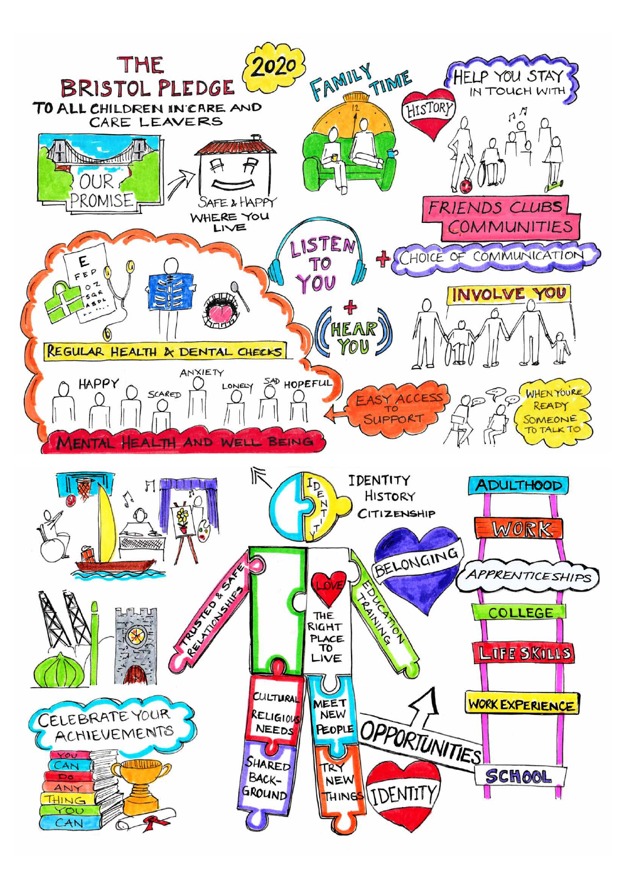# THE BRISTOL PLEDGE 2020

TO ALL CHILDREN IN CARE AND CARE LEAVERS

OUR PROMISE

SAFE & HAPPY WHERE YOU LIVE

FAMILY TIME

HELP YOU STAY IN TOUCH WITH

HISTORY

FRIENDS CLUBS COMMUNITIES

LISTEN TO YOU + CHOICE OF COMMUNICATION

+ HEAR YOU

INVOLVE YOU

REGULAR HEALTH & DENTAL CHECKS

HAPPY SCARED ANXIETY LONELY SAD HOPEFUL

MENTAL HEALTH AND WELL BEING

EASY ACCESS TO SUPPORT

WHEN YOU'RE READY SOMEONE TO TALK TO

IDENTITY

IDENTITY HISTORY CITIZENSHIP

BELONGING

TRUSTED & SAFE RELATIONSHIPS

LOVE

THE RIGHT PLACE TO LIVE

EDUCATION TRAINING

CULTURAL RELIGIOUS NEEDS

MEET NEW PEOPLE

SHARED BACK-GROUND

TRY NEW THINGS

IDENTITY

OPPORTUNITIES

ADULTHOOD

WORK

APPRENTICESHIPS

COLLEGE

LIFE SKILLS

WORK EXPERIENCE

SCHOOL

CELEBRATE YOUR ACHIEVEMENTS

YOU CAN DO ANY THING YOU CAN